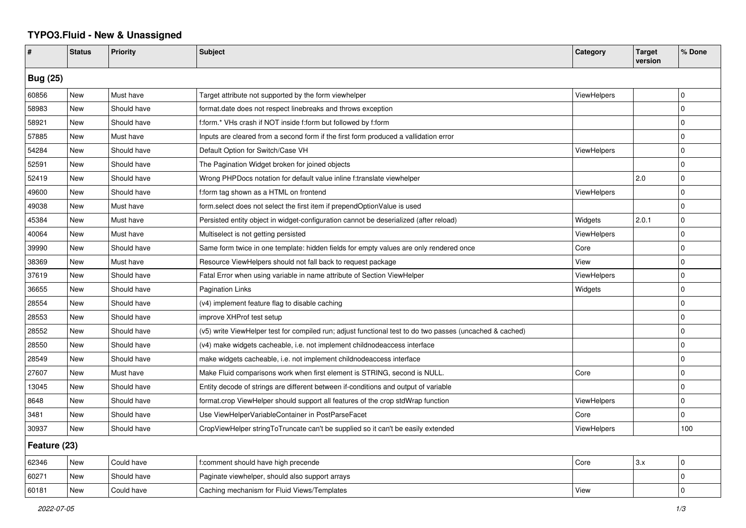# TYPO3.Fluid - New & Unassigned

| # | Status | Priority | Subject | Category | Target version | % Done |
|---|---|---|---|---|---|---|
| **Bug (25)** | | | | | | |
| 60856 | New | Must have | Target attribute not supported by the form viewhelper | ViewHelpers | | 0 |
| 58983 | New | Should have | format.date does not respect linebreaks and throws exception | | | 0 |
| 58921 | New | Should have | f:form.* VHs crash if NOT inside f:form but followed by f:form | | | 0 |
| 57885 | New | Must have | Inputs are cleared from a second form if the first form produced a vallidation error | | | 0 |
| 54284 | New | Should have | Default Option for Switch/Case VH | ViewHelpers | | 0 |
| 52591 | New | Should have | The Pagination Widget broken for joined objects | | | 0 |
| 52419 | New | Should have | Wrong PHPDocs notation for default value inline f:translate viewhelper | | 2.0 | 0 |
| 49600 | New | Should have | f:form tag shown as a HTML on frontend | ViewHelpers | | 0 |
| 49038 | New | Must have | form.select does not select the first item if prependOptionValue is used | | | 0 |
| 45384 | New | Must have | Persisted entity object in widget-configuration cannot be deserialized (after reload) | Widgets | 2.0.1 | 0 |
| 40064 | New | Must have | Multiselect is not getting persisted | ViewHelpers | | 0 |
| 39990 | New | Should have | Same form twice in one template: hidden fields for empty values are only rendered once | Core | | 0 |
| 38369 | New | Must have | Resource ViewHelpers should not fall back to request package | View | | 0 |
| 37619 | New | Should have | Fatal Error when using variable in name attribute of Section ViewHelper | ViewHelpers | | 0 |
| 36655 | New | Should have | Pagination Links | Widgets | | 0 |
| 28554 | New | Should have | (v4) implement feature flag to disable caching | | | 0 |
| 28553 | New | Should have | improve XHProf test setup | | | 0 |
| 28552 | New | Should have | (v5) write ViewHelper test for compiled run; adjust functional test to do two passes (uncached & cached) | | | 0 |
| 28550 | New | Should have | (v4) make widgets cacheable, i.e. not implement childnodeaccess interface | | | 0 |
| 28549 | New | Should have | make widgets cacheable, i.e. not implement childnodeaccess interface | | | 0 |
| 27607 | New | Must have | Make Fluid comparisons work when first element is STRING, second is NULL. | Core | | 0 |
| 13045 | New | Should have | Entity decode of strings are different between if-conditions and output of variable | | | 0 |
| 8648 | New | Should have | format.crop ViewHelper should support all features of the crop stdWrap function | ViewHelpers | | 0 |
| 3481 | New | Should have | Use ViewHelperVariableContainer in PostParseFacet | Core | | 0 |
| 30937 | New | Should have | CropViewHelper stringToTruncate can't be supplied so it can't be easily extended | ViewHelpers | | 100 |
| **Feature (23)** | | | | | | |
| 62346 | New | Could have | f:comment should have high precende | Core | 3.x | 0 |
| 60271 | New | Should have | Paginate viewhelper, should also support arrays | | | 0 |
| 60181 | New | Could have | Caching mechanism for Fluid Views/Templates | View | | 0 |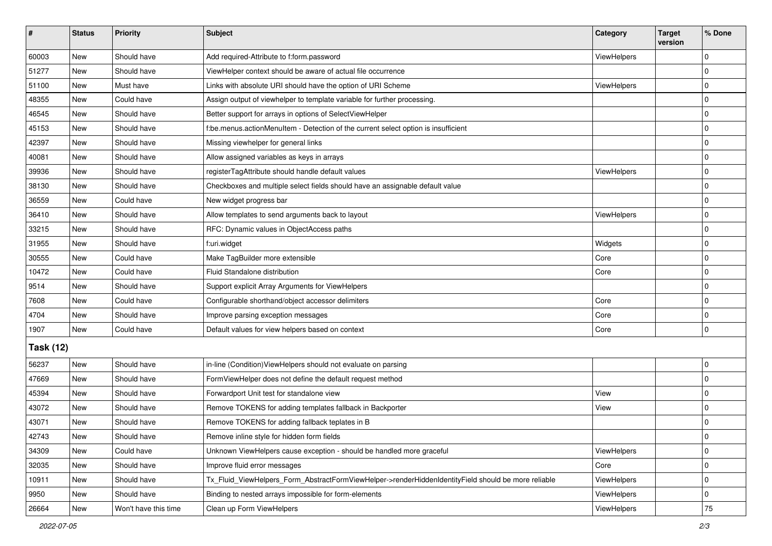| # | Status | Priority | Subject | Category | Target version | % Done |
|---|---|---|---|---|---|---|
| 60003 | New | Should have | Add required-Attribute to f:form.password | ViewHelpers | | 0 |
| 51277 | New | Should have | ViewHelper context should be aware of actual file occurrence | | | 0 |
| 51100 | New | Must have | Links with absolute URI should have the option of URI Scheme | ViewHelpers | | 0 |
| 48355 | New | Could have | Assign output of viewhelper to template variable for further processing. | | | 0 |
| 46545 | New | Should have | Better support for arrays in options of SelectViewHelper | | | 0 |
| 45153 | New | Should have | f:be.menus.actionMenuItem - Detection of the current select option is insufficient | | | 0 |
| 42397 | New | Should have | Missing viewhelper for general links | | | 0 |
| 40081 | New | Should have | Allow assigned variables as keys in arrays | | | 0 |
| 39936 | New | Should have | registerTagAttribute should handle default values | ViewHelpers | | 0 |
| 38130 | New | Should have | Checkboxes and multiple select fields should have an assignable default value | | | 0 |
| 36559 | New | Could have | New widget progress bar | | | 0 |
| 36410 | New | Should have | Allow templates to send arguments back to layout | ViewHelpers | | 0 |
| 33215 | New | Should have | RFC: Dynamic values in ObjectAccess paths | | | 0 |
| 31955 | New | Should have | f:uri.widget | Widgets | | 0 |
| 30555 | New | Could have | Make TagBuilder more extensible | Core | | 0 |
| 10472 | New | Could have | Fluid Standalone distribution | Core | | 0 |
| 9514 | New | Should have | Support explicit Array Arguments for ViewHelpers | | | 0 |
| 7608 | New | Could have | Configurable shorthand/object accessor delimiters | Core | | 0 |
| 4704 | New | Should have | Improve parsing exception messages | Core | | 0 |
| 1907 | New | Could have | Default values for view helpers based on context | Core | | 0 |
| **Task (12)** | | | | | | |
| 56237 | New | Should have | in-line (Condition)ViewHelpers should not evaluate on parsing | | | 0 |
| 47669 | New | Should have | FormViewHelper does not define the default request method | | | 0 |
| 45394 | New | Should have | Forwardport Unit test for standalone view | View | | 0 |
| 43072 | New | Should have | Remove TOKENS for adding templates fallback in Backporter | View | | 0 |
| 43071 | New | Should have | Remove TOKENS for adding fallback teplates in B | | | 0 |
| 42743 | New | Should have | Remove inline style for hidden form fields | | | 0 |
| 34309 | New | Could have | Unknown ViewHelpers cause exception - should be handled more graceful | ViewHelpers | | 0 |
| 32035 | New | Should have | Improve fluid error messages | Core | | 0 |
| 10911 | New | Should have | Tx_Fluid_ViewHelpers_Form_AbstractFormViewHelper->renderHiddenIdentityField should be more reliable | ViewHelpers | | 0 |
| 9950 | New | Should have | Binding to nested arrays impossible for form-elements | ViewHelpers | | 0 |
| 26664 | New | Won't have this time | Clean up Form ViewHelpers | ViewHelpers | | 75 |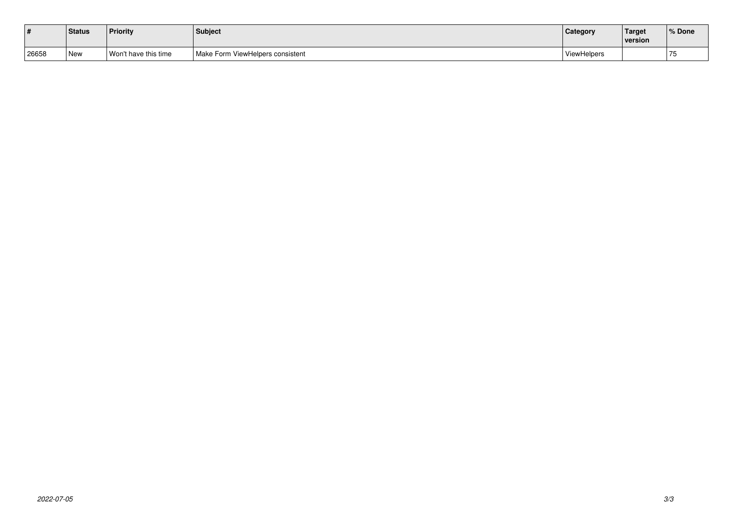| # | Status | Priority | Subject | Category | Target version | % Done |
|---|---|---|---|---|---|---|
| 26658 | New | Won't have this time | Make Form ViewHelpers consistent | ViewHelpers | | 75 |